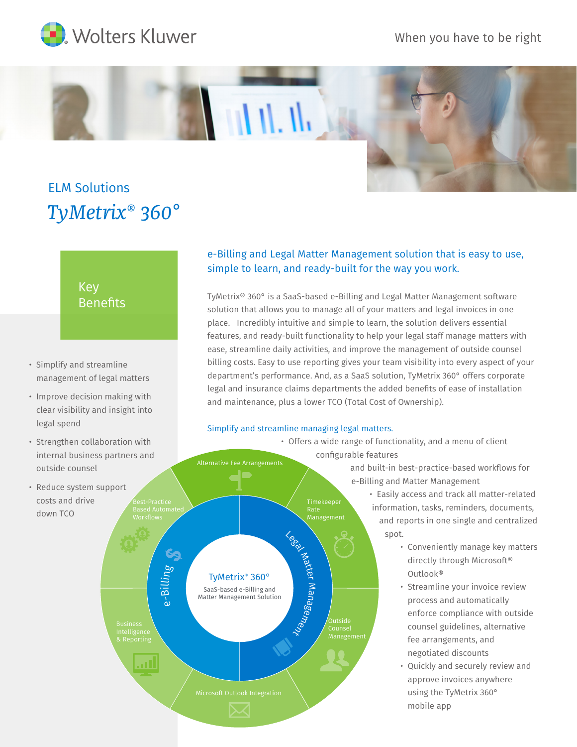Wolters Kluwer

When you have to be right

## ELM Solutions

# *TyMetrix® 360°*

## Key Benefits

- Simplify and streamline management of legal matters
- Improve decision making with clear visibility and insight into legal spend
- Strengthen collaboration with internal business partners and outside counsel
- Reduce system support costs and drive down TCO

### e-Billing and Legal Matter Management solution that is easy to use, simple to learn, and ready-built for the way you work.

TyMetrix® 360° is a SaaS-based e-Billing and Legal Matter Management software solution that allows you to manage all of your matters and legal invoices in one place. Incredibly intuitive and simple to learn, the solution delivers essential features, and ready-built functionality to help your legal staff manage matters with ease, streamline daily activities, and improve the management of outside counsel billing costs. Easy to use reporting gives your team visibility into every aspect of your department's performance. And, as a SaaS solution, TyMetrix 360° offers corporate legal and insurance claims departments the added benefits of ease of installation and maintenance, plus a lower TCO (Total Cost of Ownership).

TyMetrix® 360° — SaaS-based e-Billing and Matter Management Solution

e-Billing | Legal Matter Management

Alternative Fee Arrangements | Timekeeper Rate Management | Outside Counsel Management | Microsoft Outlook Integration | Business Intelligence & Reporting | Best-Practice Based Automated Workflows

### Simplify and streamline managing legal matters.

- Offers a wide range of functionality, and a menu of client configurable features and built-in best-practice-based workflows for e-Billing and Matter Management
- Easily access and track all matter-related information, tasks, reminders, documents, and reports in one single and centralized spot.
- Conveniently manage key matters directly through Microsoft® Outlook®
- Streamline your invoice review process and automatically enforce compliance with outside counsel guidelines, alternative fee arrangements, and negotiated discounts
- Quickly and securely review and approve invoices anywhere using the TyMetrix 360° mobile app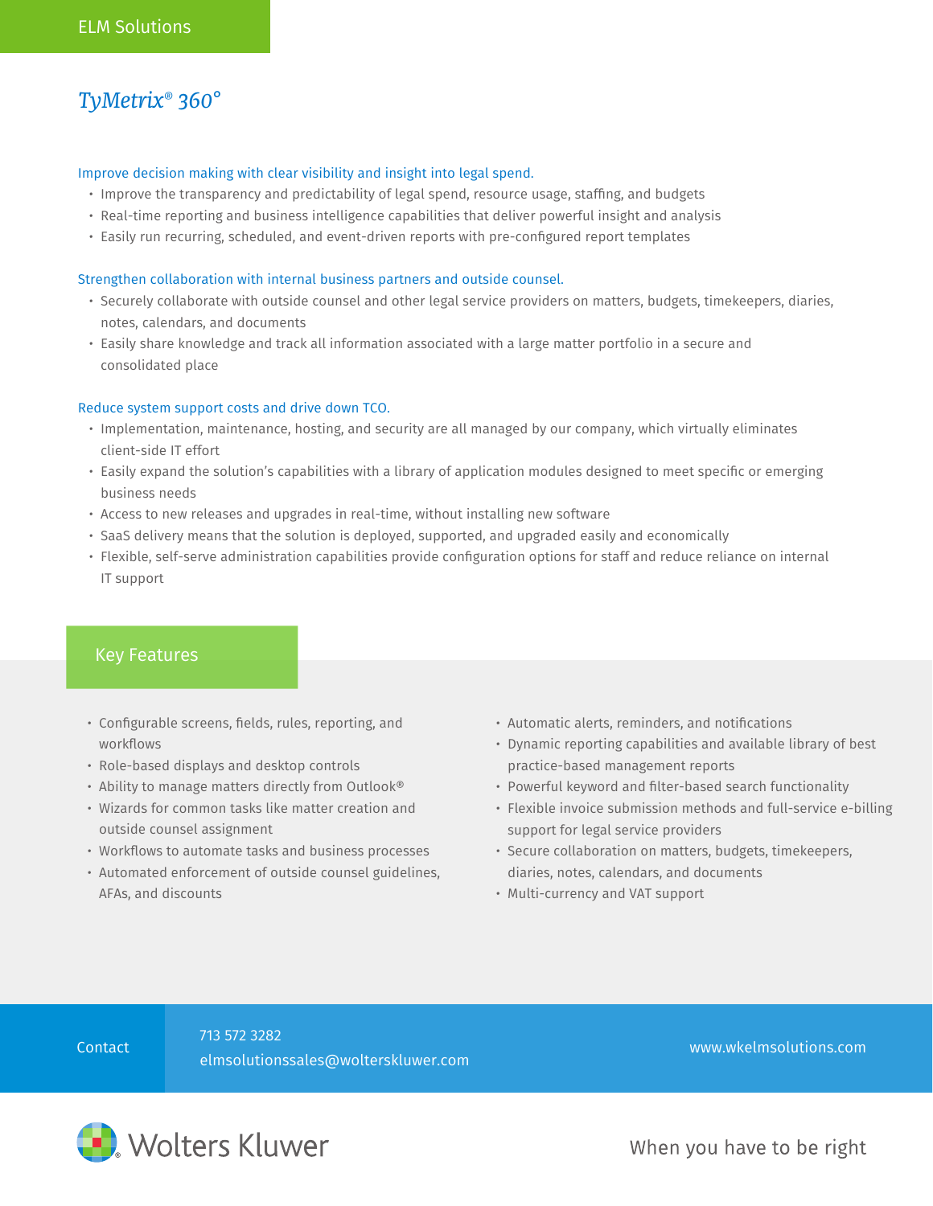ELM Solutions

# *TyMetrix® 360°*

### Improve decision making with clear visibility and insight into legal spend.

- Improve the transparency and predictability of legal spend, resource usage, staffing, and budgets
- Real-time reporting and business intelligence capabilities that deliver powerful insight and analysis
- Easily run recurring, scheduled, and event-driven reports with pre-configured report templates

### Strengthen collaboration with internal business partners and outside counsel.

- Securely collaborate with outside counsel and other legal service providers on matters, budgets, timekeepers, diaries, notes, calendars, and documents
- Easily share knowledge and track all information associated with a large matter portfolio in a secure and consolidated place

### Reduce system support costs and drive down TCO.

- Implementation, maintenance, hosting, and security are all managed by our company, which virtually eliminates client-side IT effort
- Easily expand the solution's capabilities with a library of application modules designed to meet specific or emerging business needs
- Access to new releases and upgrades in real-time, without installing new software
- SaaS delivery means that the solution is deployed, supported, and upgraded easily and economically
- Flexible, self-serve administration capabilities provide configuration options for staff and reduce reliance on internal IT support

## Key Features

- Configurable screens, fields, rules, reporting, and workflows
- Role-based displays and desktop controls
- Ability to manage matters directly from Outlook®
- Wizards for common tasks like matter creation and outside counsel assignment
- Workflows to automate tasks and business processes
- Automated enforcement of outside counsel guidelines, AFAs, and discounts
- Automatic alerts, reminders, and notifications
- Dynamic reporting capabilities and available library of best practice-based management reports
- Powerful keyword and filter-based search functionality
- Flexible invoice submission methods and full-service e-billing support for legal service providers
- Secure collaboration on matters, budgets, timekeepers, diaries, notes, calendars, and documents
- Multi-currency and VAT support

**Contact**

713 572 3282
elmsolutionssales@wolterskluwer.com

www.wkelmsolutions.com

Wolters Kluwer

When you have to be right